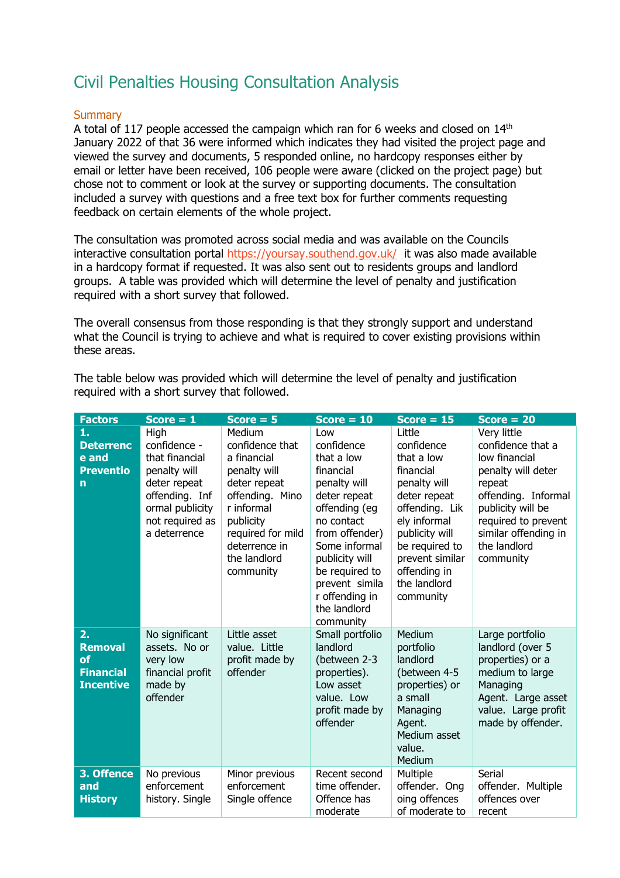# Civil Penalties Housing Consultation Analysis

## Summary

A total of 117 people accessed the campaign which ran for 6 weeks and closed on 14th January 2022 of that 36 were informed which indicates they had visited the project page and viewed the survey and documents, 5 responded online, no hardcopy responses either by email or letter have been received, 106 people were aware (clicked on the project page) but chose not to comment or look at the survey or supporting documents. The consultation included a survey with questions and a free text box for further comments requesting feedback on certain elements of the whole project.

The consultation was promoted across social media and was available on the Councils interactive consultation portal https://yoursay.southend.gov.uk/ it was also made available in a hardcopy format if requested. It was also sent out to residents groups and landlord groups. A table was provided which will determine the level of penalty and justification required with a short survey that followed.

The overall consensus from those responding is that they strongly support and understand what the Council is trying to achieve and what is required to cover existing provisions within these areas.

The table below was provided which will determine the level of penalty and justification required with a short survey that followed.

| Factors | Score = 1 | Score = 5 | Score = 10 | Score = 15 | Score = 20 |
|---|---|---|---|---|---|
| **1. Deterrence and Prevention** | High confidence - that financial penalty will deter repeat offending. Informal publicity not required as a deterrence | Medium confidence that a financial penalty will deter repeat offending. Minor informal publicity required for mild deterrence in the landlord community | Low confidence that a low financial penalty will deter repeat offending (eg no contact from offender) Some informal publicity will be required to prevent similar offending in the landlord community | Little confidence that a low financial penalty will deter repeat offending. Likely informal publicity will be required to prevent similar offending in the landlord community | Very little confidence that a low financial penalty will deter repeat offending. Informal publicity will be required to prevent similar offending in the landlord community |
| **2. Removal of Financial Incentive** | No significant assets. No or very low financial profit made by offender | Little asset value. Little profit made by offender | Small portfolio landlord (between 2-3 properties). Low asset value. Low profit made by offender | Medium portfolio landlord (between 4-5 properties) or a small Managing Agent. Medium asset value. Medium | Large portfolio landlord (over 5 properties) or a medium to large Managing Agent. Large asset value. Large profit made by offender. |
| **3. Offence and History** | No previous enforcement history. Single | Minor previous enforcement Single offence | Recent second time offender. Offence has moderate | Multiple offender. Ongoing offences of moderate to | Serial offender. Multiple offences over recent |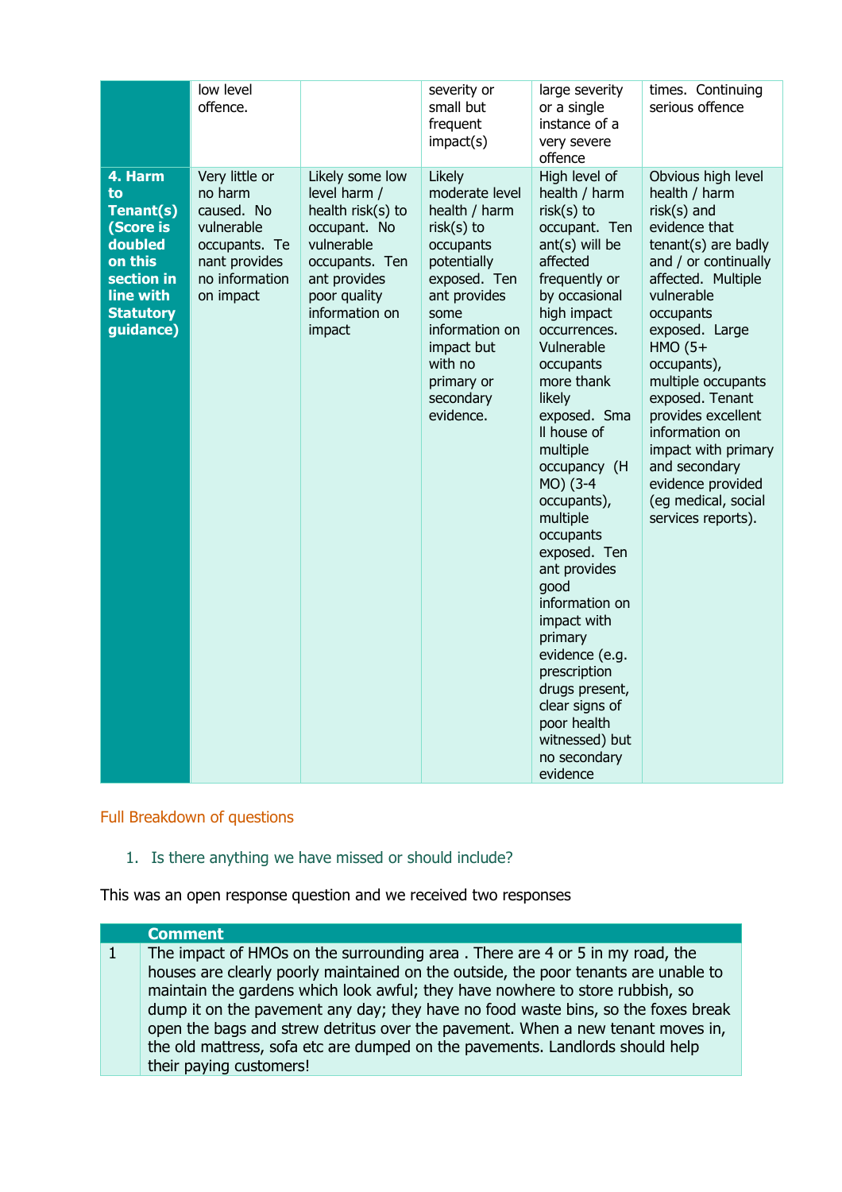| | | | | | |
|---|---|---|---|---|---|
| | low level offence. | | severity or small but frequent impact(s) | large severity or a single instance of a very severe offence | times. Continuing serious offence |
| **4. Harm to Tenant(s) (Score is doubled on this section in line with Statutory guidance)** | Very little or no harm caused. No vulnerable occupants. Tenant provides no information on impact | Likely some low level harm / health risk(s) to occupant. No vulnerable occupants. Tenant provides poor quality information on impact | Likely moderate level health / harm risk(s) to occupants potentially exposed. Tenant provides some information on impact but with no primary or secondary evidence. | High level of health / harm risk(s) to occupant. Tenant(s) will be affected frequently or by occasional high impact occurrences. Vulnerable occupants more thank likely exposed. Small house of multiple occupancy (HMO) (3-4 occupants), multiple occupants exposed. Tenant provides good information on impact with primary evidence (e.g. prescription drugs present, clear signs of poor health witnessed) but no secondary evidence | Obvious high level health / harm risk(s) and evidence that tenant(s) are badly and / or continually affected. Multiple vulnerable occupants exposed. Large HMO (5+ occupants), multiple occupants exposed. Tenant provides excellent information on impact with primary and secondary evidence provided (eg medical, social services reports). |

## Full Breakdown of questions

1. Is there anything we have missed or should include?

This was an open response question and we received two responses

| | Comment |
|---|---|
| 1 | The impact of HMOs on the surrounding area . There are 4 or 5 in my road, the houses are clearly poorly maintained on the outside, the poor tenants are unable to maintain the gardens which look awful; they have nowhere to store rubbish, so dump it on the pavement any day; they have no food waste bins, so the foxes break open the bags and strew detritus over the pavement. When a new tenant moves in, the old mattress, sofa etc are dumped on the pavements. Landlords should help their paying customers! |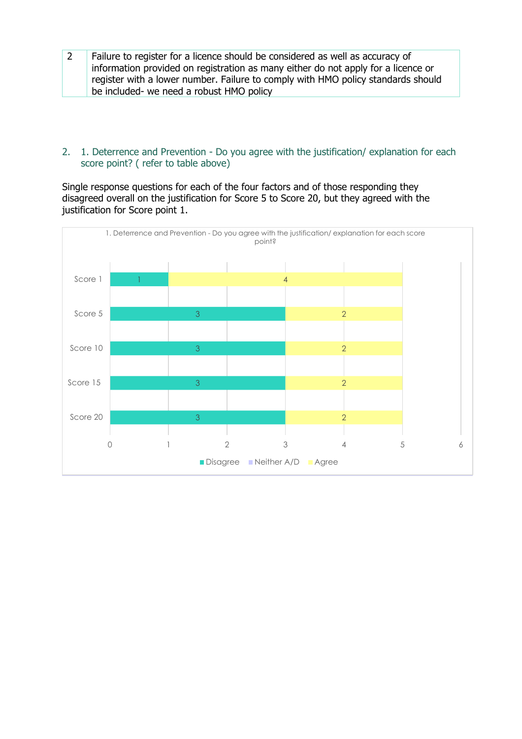| 2 | Failure to register for a licence should be considered as well as accuracy of information provided on registration as many either do not apply for a licence or register with a lower number. Failure to comply with HMO policy standards should be included- we need a robust HMO policy |
|---|---|

2. 1. Deterrence and Prevention - Do you agree with the justification/ explanation for each score point? ( refer to table above)

Single response questions for each of the four factors and of those responding they disagreed overall on the justification for Score 5 to Score 20, but they agreed with the justification for Score point 1.

1. Deterrence and Prevention - Do you agree with the justification/ explanation for each score point?

| | Disagree | Neither A/D | Agree |
|---|---|---|---|
| Score 1 | 1 | | 4 |
| Score 5 | 3 | | 2 |
| Score 10 | 3 | | 2 |
| Score 15 | 3 | | 2 |
| Score 20 | 3 | | 2 |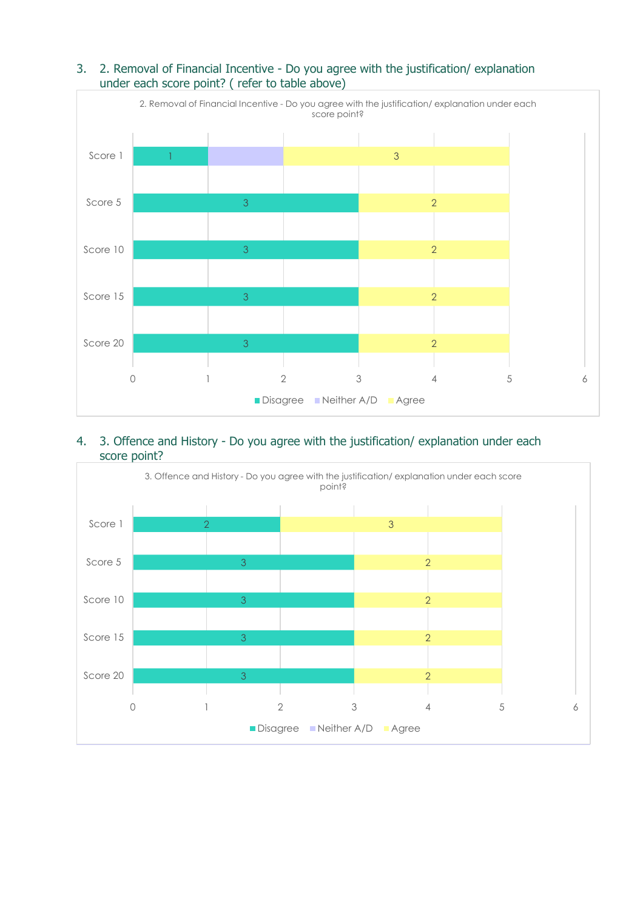3. 2. Removal of Financial Incentive - Do you agree with the justification/ explanation under each score point? ( refer to table above)

2. Removal of Financial Incentive - Do you agree with the justification/ explanation under each score point?

| | Disagree | Neither A/D | Agree |
|---|---|---|---|
| Score 1 | 1 | 1 | 3 |
| Score 5 | 3 | | 2 |
| Score 10 | 3 | | 2 |
| Score 15 | 3 | | 2 |
| Score 20 | 3 | | 2 |

4. 3. Offence and History - Do you agree with the justification/ explanation under each score point?

3. Offence and History - Do you agree with the justification/ explanation under each score point?

| | Disagree | Neither A/D | Agree |
|---|---|---|---|
| Score 1 | 2 | | 3 |
| Score 5 | 3 | | 2 |
| Score 10 | 3 | | 2 |
| Score 15 | 3 | | 2 |
| Score 20 | 3 | | 2 |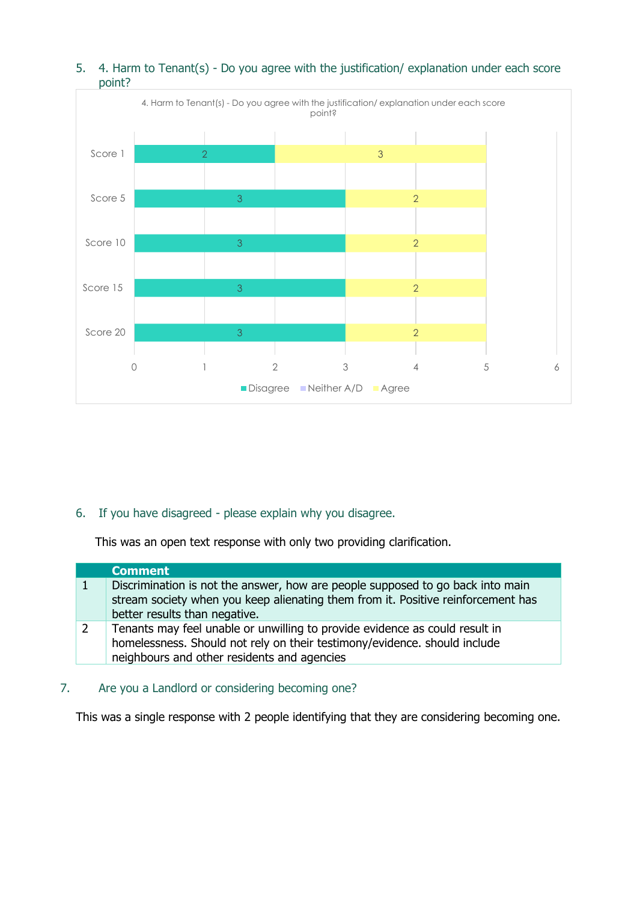5. 4. Harm to Tenant(s) - Do you agree with the justification/ explanation under each score point?

| | Disagree | Neither A/D | Agree |
|---|---|---|---|
| Score 1 | 2 | | 3 |
| Score 5 | 3 | | 2 |
| Score 10 | 3 | | 2 |
| Score 15 | 3 | | 2 |
| Score 20 | 3 | | 2 |

6. If you have disagreed - please explain why you disagree.

This was an open text response with only two providing clarification.

| | Comment |
|---|---|
| 1 | Discrimination is not the answer, how are people supposed to go back into main stream society when you keep alienating them from it. Positive reinforcement has better results than negative. |
| 2 | Tenants may feel unable or unwilling to provide evidence as could result in homelessness. Should not rely on their testimony/evidence. should include neighbours and other residents and agencies |

7. Are you a Landlord or considering becoming one?

This was a single response with 2 people identifying that they are considering becoming one.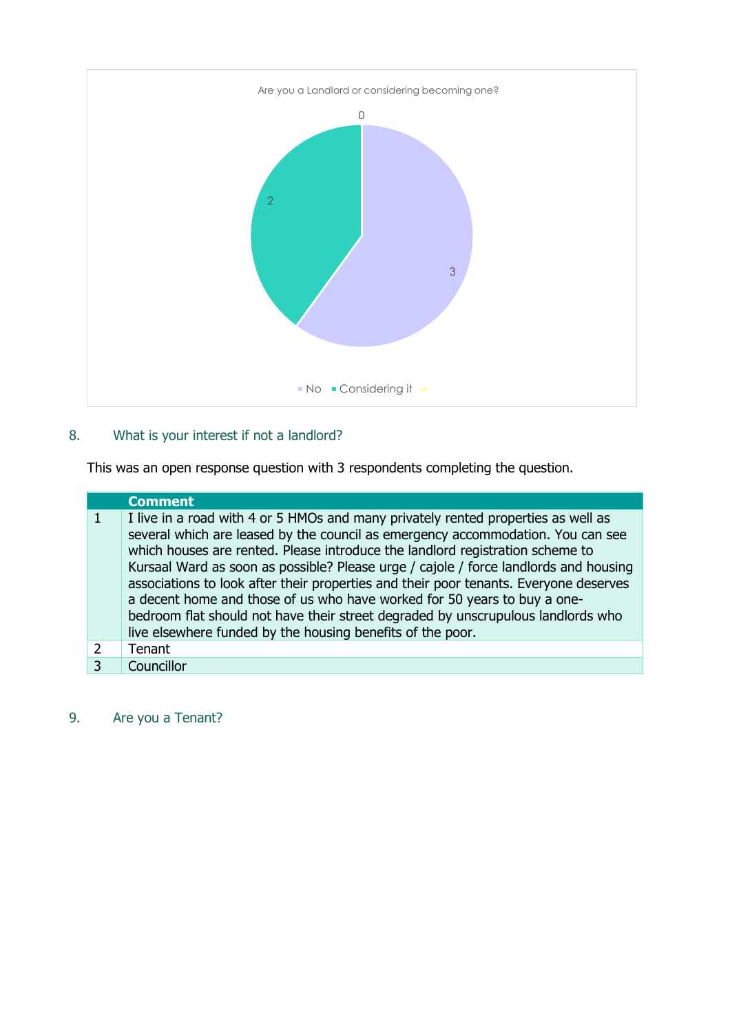Are you a Landlord or considering becoming one?

| Response | Count |
|---|---|
| No | 3 |
| Considering it | 2 |
| | 0 |

## 8. What is your interest if not a landlord?

This was an open response question with 3 respondents completing the question.

| | Comment |
|---|---|
| 1 | I live in a road with 4 or 5 HMOs and many privately rented properties as well as several which are leased by the council as emergency accommodation. You can see which houses are rented. Please introduce the landlord registration scheme to Kursaal Ward as soon as possible? Please urge / cajole / force landlords and housing associations to look after their properties and their poor tenants. Everyone deserves a decent home and those of us who have worked for 50 years to buy a one-bedroom flat should not have their street degraded by unscrupulous landlords who live elsewhere funded by the housing benefits of the poor. |
| 2 | Tenant |
| 3 | Councillor |

## 9. Are you a Tenant?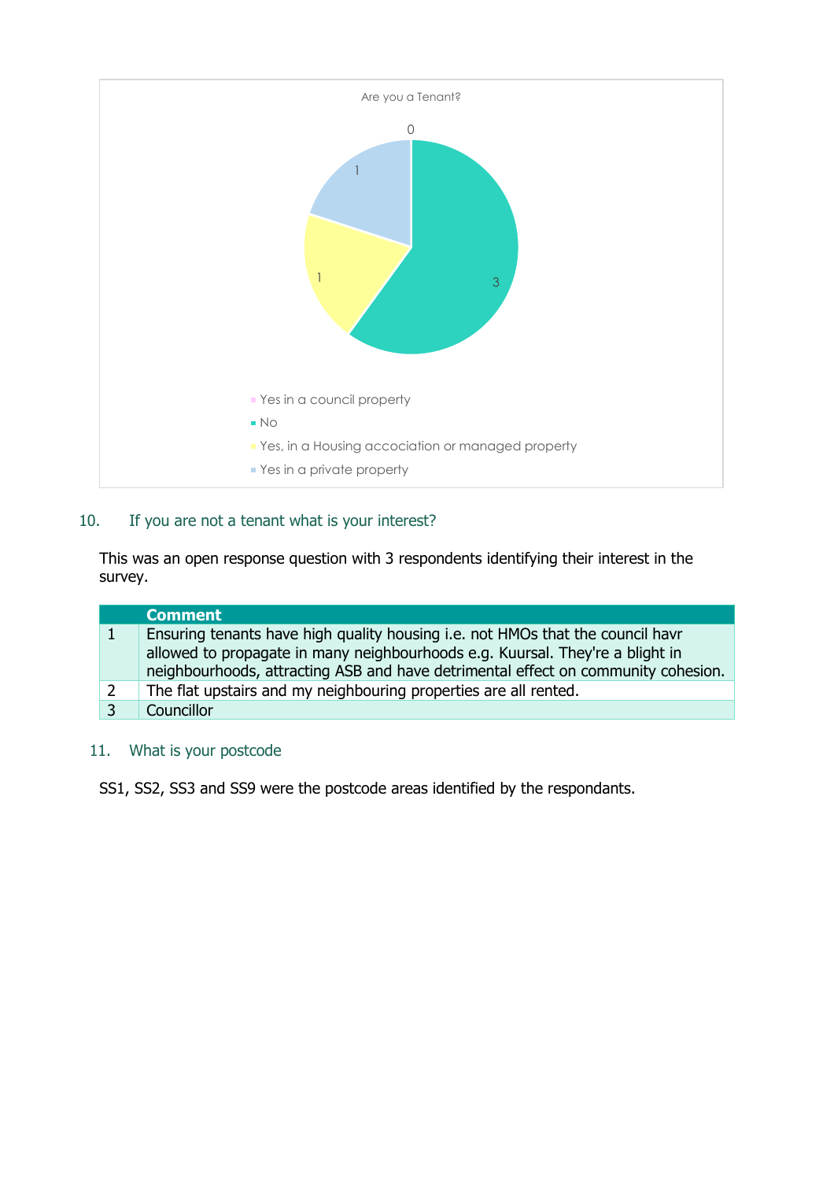Are you a Tenant?

0

1

1

3

- Yes in a council property
- No
- Yes, in a Housing accociation or managed property
- Yes in a private property

## 10. If you are not a tenant what is your interest?

This was an open response question with 3 respondents identifying their interest in the survey.

| | Comment |
|---|---|
| 1 | Ensuring tenants have high quality housing i.e. not HMOs that the council havr allowed to propagate in many neighbourhoods e.g. Kuursal. They're a blight in neighbourhoods, attracting ASB and have detrimental effect on community cohesion. |
| 2 | The flat upstairs and my neighbouring properties are all rented. |
| 3 | Councillor |

## 11. What is your postcode

SS1, SS2, SS3 and SS9 were the postcode areas identified by the respondants.